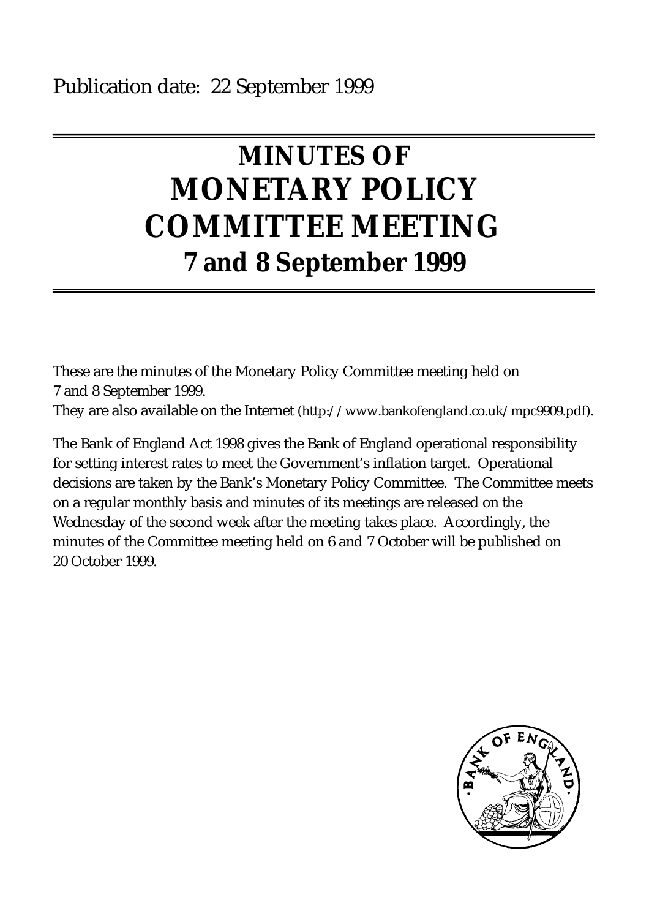Publication date: 22 September 1999

# MINUTES OF MONETARY POLICY COMMITTEE MEETING

## 7 and 8 September 1999

These are the minutes of the Monetary Policy Committee meeting held on 7 and 8 September 1999.

They are also available on the Internet (http://www.bankofengland.co.uk/mpc9909.pdf).

The Bank of England Act 1998 gives the Bank of England operational responsibility for setting interest rates to meet the Government's inflation target. Operational decisions are taken by the Bank's Monetary Policy Committee. The Committee meets on a regular monthly basis and minutes of its meetings are released on the Wednesday of the second week after the meeting takes place. Accordingly, the minutes of the Committee meeting held on 6 and 7 October will be published on 20 October 1999.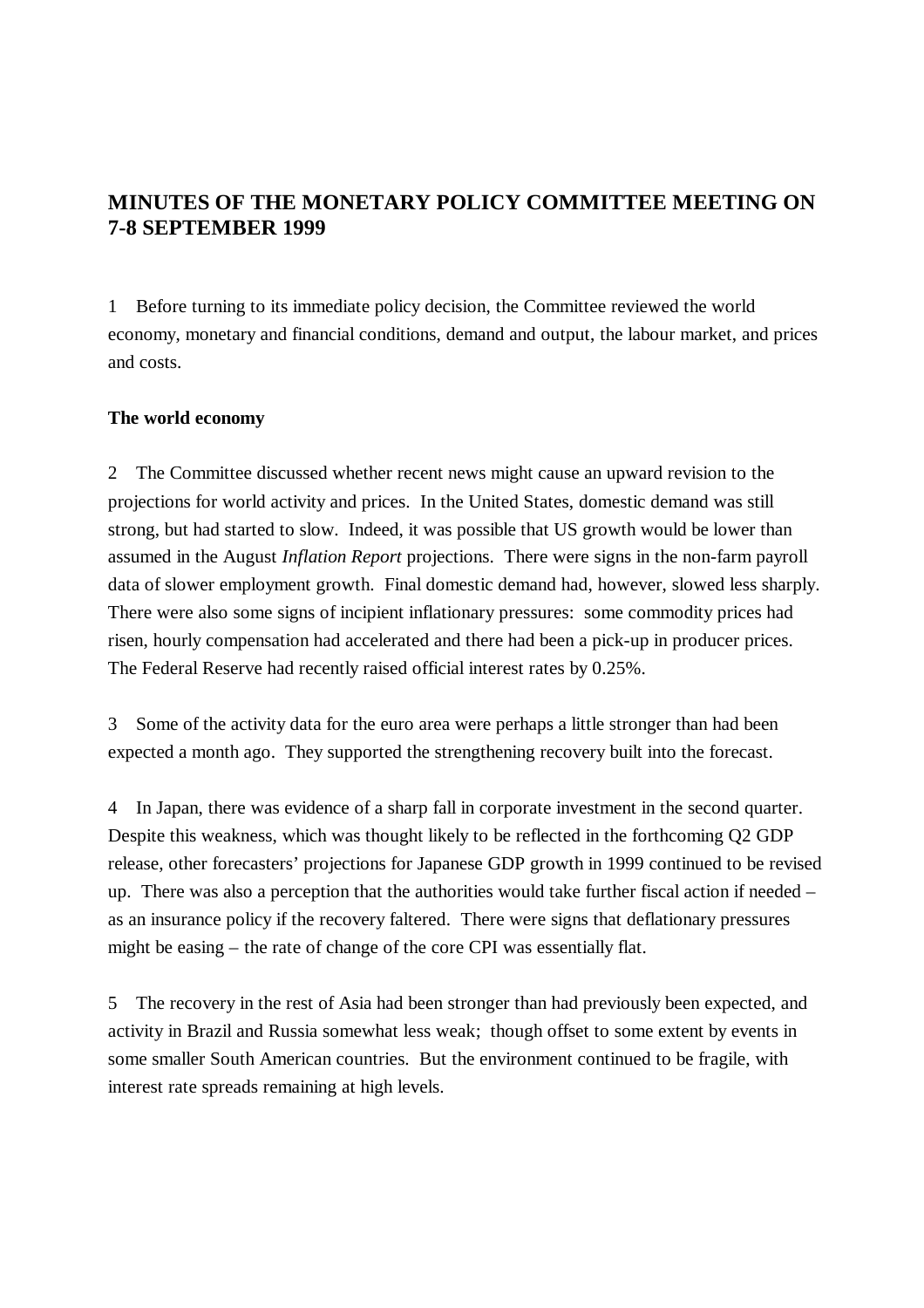# MINUTES OF THE MONETARY POLICY COMMITTEE MEETING ON 7-8 SEPTEMBER 1999

1 Before turning to its immediate policy decision, the Committee reviewed the world economy, monetary and financial conditions, demand and output, the labour market, and prices and costs.

**The world economy**

2 The Committee discussed whether recent news might cause an upward revision to the projections for world activity and prices. In the United States, domestic demand was still strong, but had started to slow. Indeed, it was possible that US growth would be lower than assumed in the August *Inflation Report* projections. There were signs in the non-farm payroll data of slower employment growth. Final domestic demand had, however, slowed less sharply. There were also some signs of incipient inflationary pressures: some commodity prices had risen, hourly compensation had accelerated and there had been a pick-up in producer prices. The Federal Reserve had recently raised official interest rates by 0.25%.

3 Some of the activity data for the euro area were perhaps a little stronger than had been expected a month ago. They supported the strengthening recovery built into the forecast.

4 In Japan, there was evidence of a sharp fall in corporate investment in the second quarter. Despite this weakness, which was thought likely to be reflected in the forthcoming Q2 GDP release, other forecasters' projections for Japanese GDP growth in 1999 continued to be revised up. There was also a perception that the authorities would take further fiscal action if needed – as an insurance policy if the recovery faltered. There were signs that deflationary pressures might be easing – the rate of change of the core CPI was essentially flat.

5 The recovery in the rest of Asia had been stronger than had previously been expected, and activity in Brazil and Russia somewhat less weak; though offset to some extent by events in some smaller South American countries. But the environment continued to be fragile, with interest rate spreads remaining at high levels.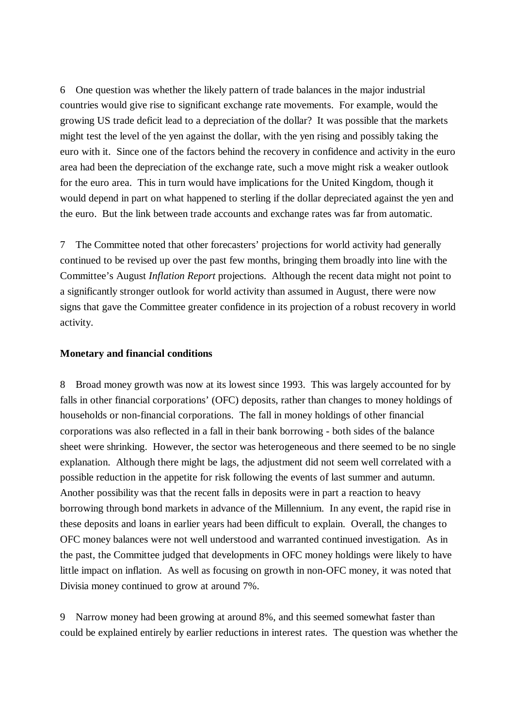6 One question was whether the likely pattern of trade balances in the major industrial countries would give rise to significant exchange rate movements. For example, would the growing US trade deficit lead to a depreciation of the dollar? It was possible that the markets might test the level of the yen against the dollar, with the yen rising and possibly taking the euro with it. Since one of the factors behind the recovery in confidence and activity in the euro area had been the depreciation of the exchange rate, such a move might risk a weaker outlook for the euro area. This in turn would have implications for the United Kingdom, though it would depend in part on what happened to sterling if the dollar depreciated against the yen and the euro. But the link between trade accounts and exchange rates was far from automatic.

7 The Committee noted that other forecasters' projections for world activity had generally continued to be revised up over the past few months, bringing them broadly into line with the Committee's August *Inflation Report* projections. Although the recent data might not point to a significantly stronger outlook for world activity than assumed in August, there were now signs that gave the Committee greater confidence in its projection of a robust recovery in world activity.

**Monetary and financial conditions**

8 Broad money growth was now at its lowest since 1993. This was largely accounted for by falls in other financial corporations' (OFC) deposits, rather than changes to money holdings of households or non-financial corporations. The fall in money holdings of other financial corporations was also reflected in a fall in their bank borrowing - both sides of the balance sheet were shrinking. However, the sector was heterogeneous and there seemed to be no single explanation. Although there might be lags, the adjustment did not seem well correlated with a possible reduction in the appetite for risk following the events of last summer and autumn. Another possibility was that the recent falls in deposits were in part a reaction to heavy borrowing through bond markets in advance of the Millennium. In any event, the rapid rise in these deposits and loans in earlier years had been difficult to explain. Overall, the changes to OFC money balances were not well understood and warranted continued investigation. As in the past, the Committee judged that developments in OFC money holdings were likely to have little impact on inflation. As well as focusing on growth in non-OFC money, it was noted that Divisia money continued to grow at around 7%.

9 Narrow money had been growing at around 8%, and this seemed somewhat faster than could be explained entirely by earlier reductions in interest rates. The question was whether the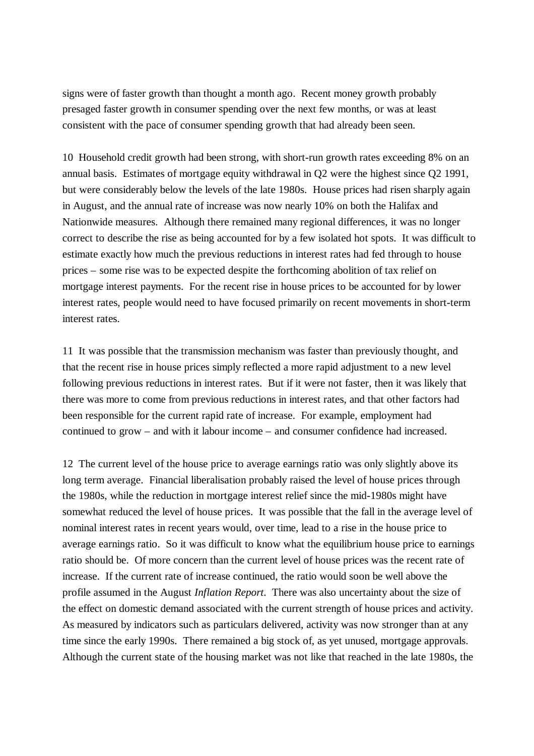signs were of faster growth than thought a month ago. Recent money growth probably presaged faster growth in consumer spending over the next few months, or was at least consistent with the pace of consumer spending growth that had already been seen.

10 Household credit growth had been strong, with short-run growth rates exceeding 8% on an annual basis. Estimates of mortgage equity withdrawal in Q2 were the highest since Q2 1991, but were considerably below the levels of the late 1980s. House prices had risen sharply again in August, and the annual rate of increase was now nearly 10% on both the Halifax and Nationwide measures. Although there remained many regional differences, it was no longer correct to describe the rise as being accounted for by a few isolated hot spots. It was difficult to estimate exactly how much the previous reductions in interest rates had fed through to house prices – some rise was to be expected despite the forthcoming abolition of tax relief on mortgage interest payments. For the recent rise in house prices to be accounted for by lower interest rates, people would need to have focused primarily on recent movements in short-term interest rates.

11 It was possible that the transmission mechanism was faster than previously thought, and that the recent rise in house prices simply reflected a more rapid adjustment to a new level following previous reductions in interest rates. But if it were not faster, then it was likely that there was more to come from previous reductions in interest rates, and that other factors had been responsible for the current rapid rate of increase. For example, employment had continued to grow – and with it labour income – and consumer confidence had increased.

12 The current level of the house price to average earnings ratio was only slightly above its long term average. Financial liberalisation probably raised the level of house prices through the 1980s, while the reduction in mortgage interest relief since the mid-1980s might have somewhat reduced the level of house prices. It was possible that the fall in the average level of nominal interest rates in recent years would, over time, lead to a rise in the house price to average earnings ratio. So it was difficult to know what the equilibrium house price to earnings ratio should be. Of more concern than the current level of house prices was the recent rate of increase. If the current rate of increase continued, the ratio would soon be well above the profile assumed in the August *Inflation Report*. There was also uncertainty about the size of the effect on domestic demand associated with the current strength of house prices and activity. As measured by indicators such as particulars delivered, activity was now stronger than at any time since the early 1990s. There remained a big stock of, as yet unused, mortgage approvals. Although the current state of the housing market was not like that reached in the late 1980s, the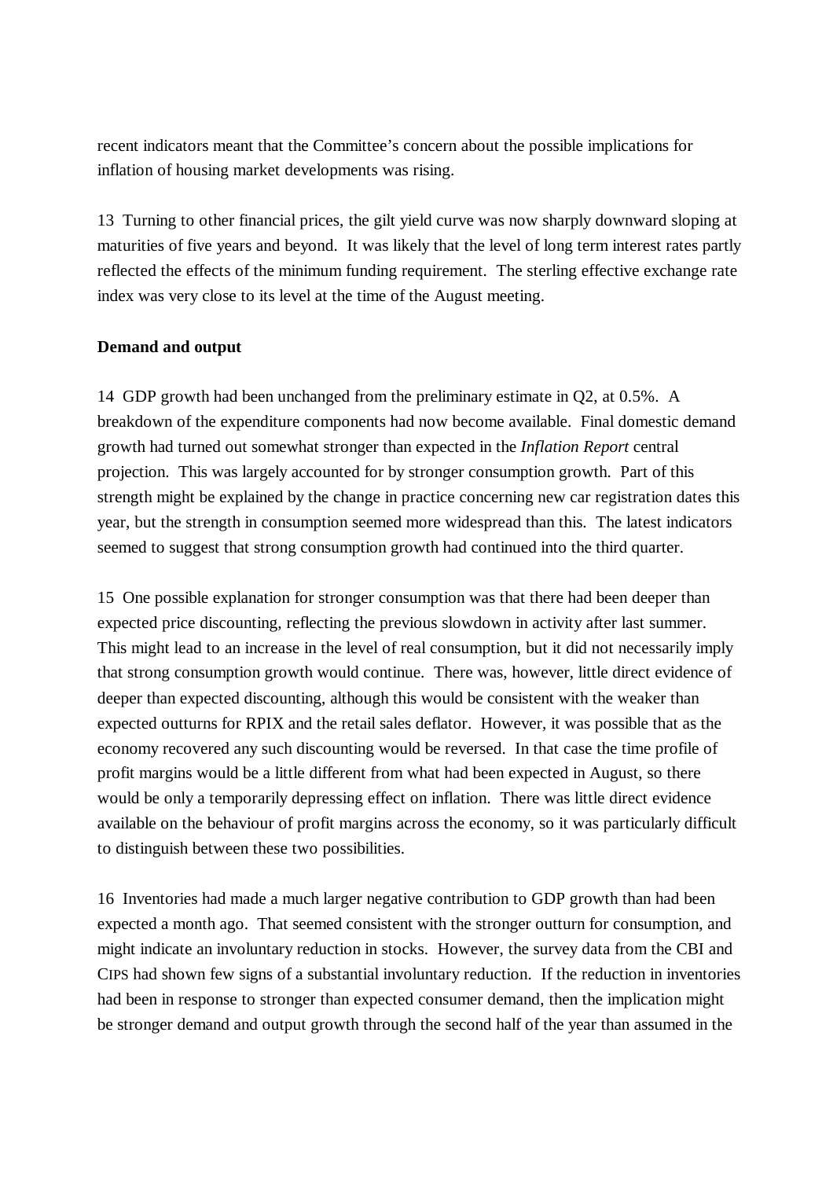recent indicators meant that the Committee's concern about the possible implications for inflation of housing market developments was rising.

13 Turning to other financial prices, the gilt yield curve was now sharply downward sloping at maturities of five years and beyond. It was likely that the level of long term interest rates partly reflected the effects of the minimum funding requirement. The sterling effective exchange rate index was very close to its level at the time of the August meeting.

**Demand and output**

14 GDP growth had been unchanged from the preliminary estimate in Q2, at 0.5%. A breakdown of the expenditure components had now become available. Final domestic demand growth had turned out somewhat stronger than expected in the *Inflation Report* central projection. This was largely accounted for by stronger consumption growth. Part of this strength might be explained by the change in practice concerning new car registration dates this year, but the strength in consumption seemed more widespread than this. The latest indicators seemed to suggest that strong consumption growth had continued into the third quarter.

15 One possible explanation for stronger consumption was that there had been deeper than expected price discounting, reflecting the previous slowdown in activity after last summer. This might lead to an increase in the level of real consumption, but it did not necessarily imply that strong consumption growth would continue. There was, however, little direct evidence of deeper than expected discounting, although this would be consistent with the weaker than expected outturns for RPIX and the retail sales deflator. However, it was possible that as the economy recovered any such discounting would be reversed. In that case the time profile of profit margins would be a little different from what had been expected in August, so there would be only a temporarily depressing effect on inflation. There was little direct evidence available on the behaviour of profit margins across the economy, so it was particularly difficult to distinguish between these two possibilities.

16 Inventories had made a much larger negative contribution to GDP growth than had been expected a month ago. That seemed consistent with the stronger outturn for consumption, and might indicate an involuntary reduction in stocks. However, the survey data from the CBI and CIPS had shown few signs of a substantial involuntary reduction. If the reduction in inventories had been in response to stronger than expected consumer demand, then the implication might be stronger demand and output growth through the second half of the year than assumed in the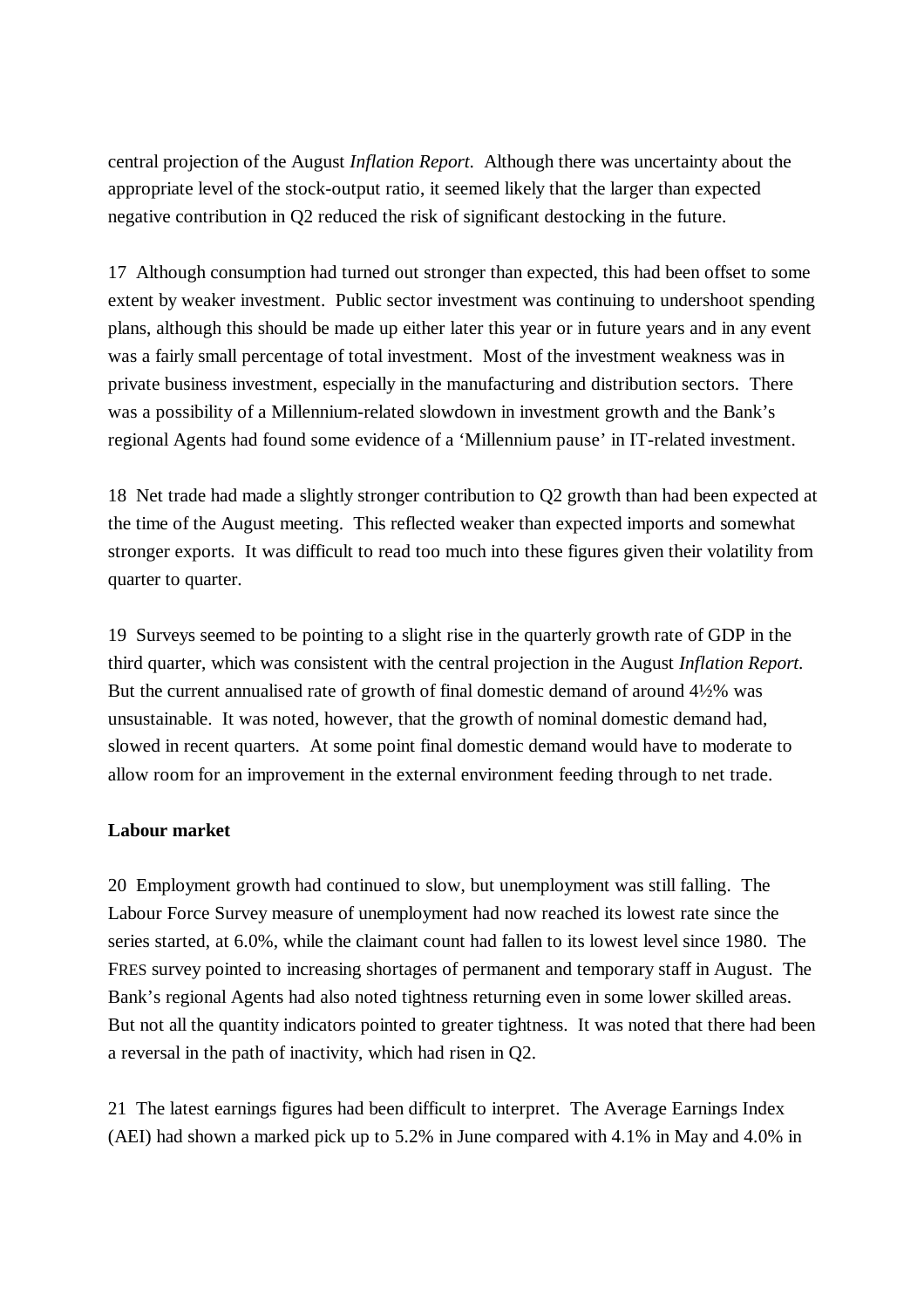central projection of the August *Inflation Report*. Although there was uncertainty about the appropriate level of the stock-output ratio, it seemed likely that the larger than expected negative contribution in Q2 reduced the risk of significant destocking in the future.

17 Although consumption had turned out stronger than expected, this had been offset to some extent by weaker investment. Public sector investment was continuing to undershoot spending plans, although this should be made up either later this year or in future years and in any event was a fairly small percentage of total investment. Most of the investment weakness was in private business investment, especially in the manufacturing and distribution sectors. There was a possibility of a Millennium-related slowdown in investment growth and the Bank's regional Agents had found some evidence of a 'Millennium pause' in IT-related investment.

18 Net trade had made a slightly stronger contribution to Q2 growth than had been expected at the time of the August meeting. This reflected weaker than expected imports and somewhat stronger exports. It was difficult to read too much into these figures given their volatility from quarter to quarter.

19 Surveys seemed to be pointing to a slight rise in the quarterly growth rate of GDP in the third quarter, which was consistent with the central projection in the August *Inflation Report*. But the current annualised rate of growth of final domestic demand of around 4½% was unsustainable. It was noted, however, that the growth of nominal domestic demand had, slowed in recent quarters. At some point final domestic demand would have to moderate to allow room for an improvement in the external environment feeding through to net trade.

**Labour market**

20 Employment growth had continued to slow, but unemployment was still falling. The Labour Force Survey measure of unemployment had now reached its lowest rate since the series started, at 6.0%, while the claimant count had fallen to its lowest level since 1980. The FRES survey pointed to increasing shortages of permanent and temporary staff in August. The Bank's regional Agents had also noted tightness returning even in some lower skilled areas. But not all the quantity indicators pointed to greater tightness. It was noted that there had been a reversal in the path of inactivity, which had risen in Q2.

21 The latest earnings figures had been difficult to interpret. The Average Earnings Index (AEI) had shown a marked pick up to 5.2% in June compared with 4.1% in May and 4.0% in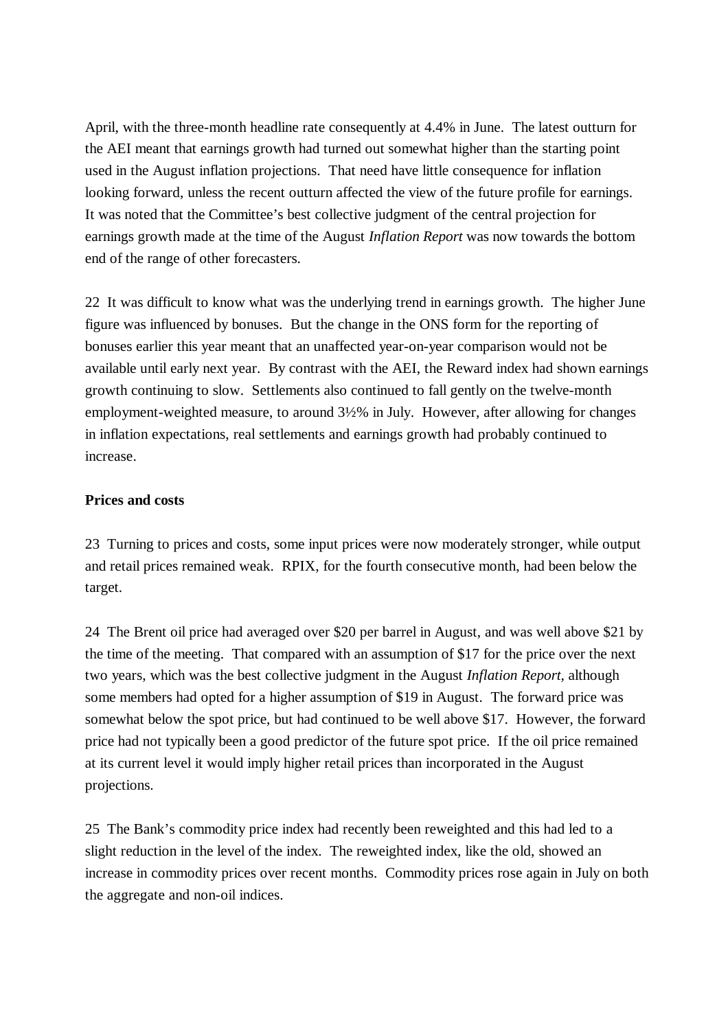April, with the three-month headline rate consequently at 4.4% in June. The latest outturn for the AEI meant that earnings growth had turned out somewhat higher than the starting point used in the August inflation projections. That need have little consequence for inflation looking forward, unless the recent outturn affected the view of the future profile for earnings. It was noted that the Committee's best collective judgment of the central projection for earnings growth made at the time of the August *Inflation Report* was now towards the bottom end of the range of other forecasters.

22 It was difficult to know what was the underlying trend in earnings growth. The higher June figure was influenced by bonuses. But the change in the ONS form for the reporting of bonuses earlier this year meant that an unaffected year-on-year comparison would not be available until early next year. By contrast with the AEI, the Reward index had shown earnings growth continuing to slow. Settlements also continued to fall gently on the twelve-month employment-weighted measure, to around 3½% in July. However, after allowing for changes in inflation expectations, real settlements and earnings growth had probably continued to increase.

**Prices and costs**

23 Turning to prices and costs, some input prices were now moderately stronger, while output and retail prices remained weak. RPIX, for the fourth consecutive month, had been below the target.

24 The Brent oil price had averaged over $20 per barrel in August, and was well above $21 by the time of the meeting. That compared with an assumption of $17 for the price over the next two years, which was the best collective judgment in the August *Inflation Report,* although some members had opted for a higher assumption of $19 in August. The forward price was somewhat below the spot price, but had continued to be well above $17. However, the forward price had not typically been a good predictor of the future spot price. If the oil price remained at its current level it would imply higher retail prices than incorporated in the August projections.

25 The Bank's commodity price index had recently been reweighted and this had led to a slight reduction in the level of the index. The reweighted index, like the old, showed an increase in commodity prices over recent months. Commodity prices rose again in July on both the aggregate and non-oil indices.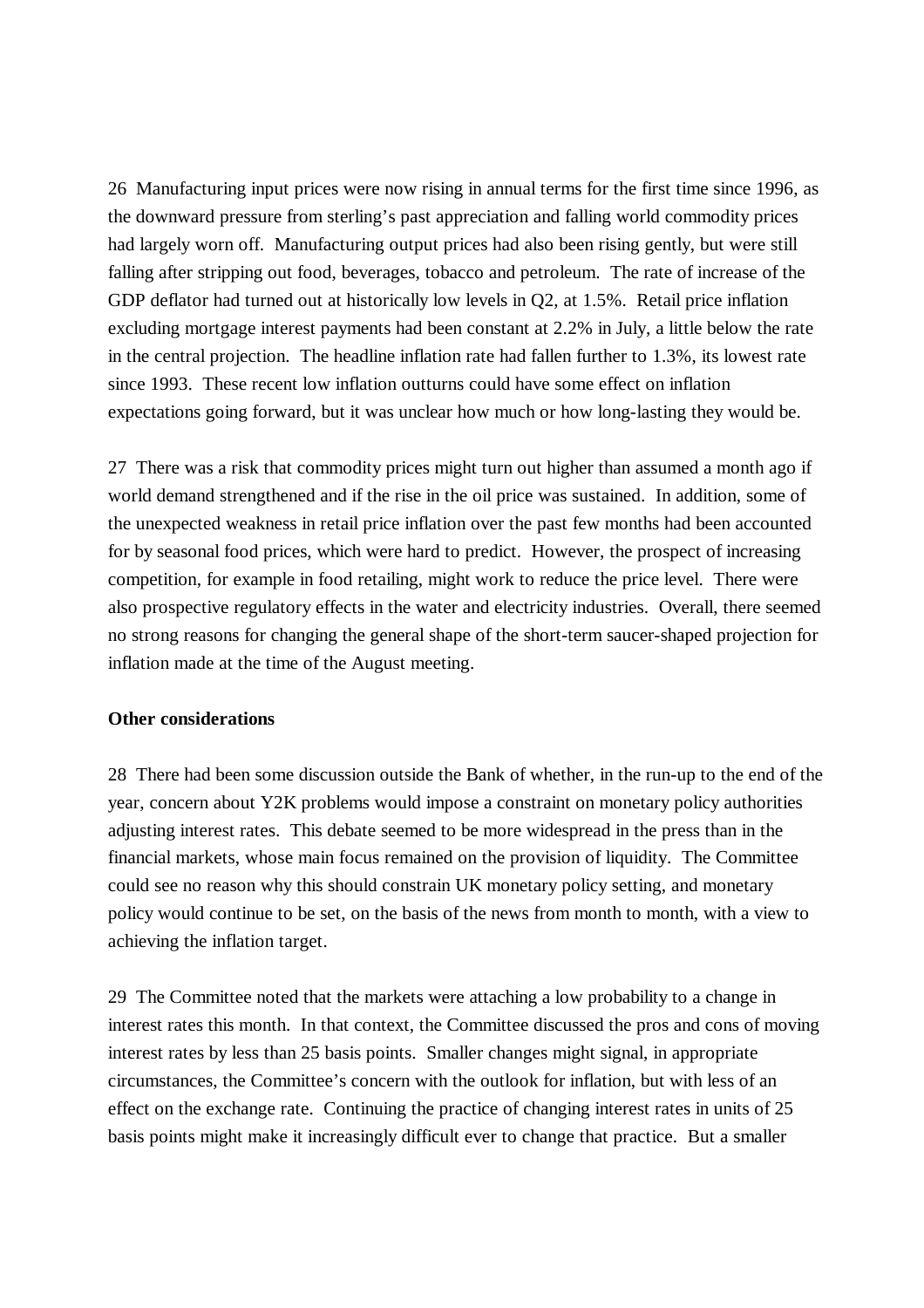26 Manufacturing input prices were now rising in annual terms for the first time since 1996, as the downward pressure from sterling's past appreciation and falling world commodity prices had largely worn off. Manufacturing output prices had also been rising gently, but were still falling after stripping out food, beverages, tobacco and petroleum. The rate of increase of the GDP deflator had turned out at historically low levels in Q2, at 1.5%. Retail price inflation excluding mortgage interest payments had been constant at 2.2% in July, a little below the rate in the central projection. The headline inflation rate had fallen further to 1.3%, its lowest rate since 1993. These recent low inflation outturns could have some effect on inflation expectations going forward, but it was unclear how much or how long-lasting they would be.

27 There was a risk that commodity prices might turn out higher than assumed a month ago if world demand strengthened and if the rise in the oil price was sustained. In addition, some of the unexpected weakness in retail price inflation over the past few months had been accounted for by seasonal food prices, which were hard to predict. However, the prospect of increasing competition, for example in food retailing, might work to reduce the price level. There were also prospective regulatory effects in the water and electricity industries. Overall, there seemed no strong reasons for changing the general shape of the short-term saucer-shaped projection for inflation made at the time of the August meeting.

**Other considerations**

28 There had been some discussion outside the Bank of whether, in the run-up to the end of the year, concern about Y2K problems would impose a constraint on monetary policy authorities adjusting interest rates. This debate seemed to be more widespread in the press than in the financial markets, whose main focus remained on the provision of liquidity. The Committee could see no reason why this should constrain UK monetary policy setting, and monetary policy would continue to be set, on the basis of the news from month to month, with a view to achieving the inflation target.

29 The Committee noted that the markets were attaching a low probability to a change in interest rates this month. In that context, the Committee discussed the pros and cons of moving interest rates by less than 25 basis points. Smaller changes might signal, in appropriate circumstances, the Committee's concern with the outlook for inflation, but with less of an effect on the exchange rate. Continuing the practice of changing interest rates in units of 25 basis points might make it increasingly difficult ever to change that practice. But a smaller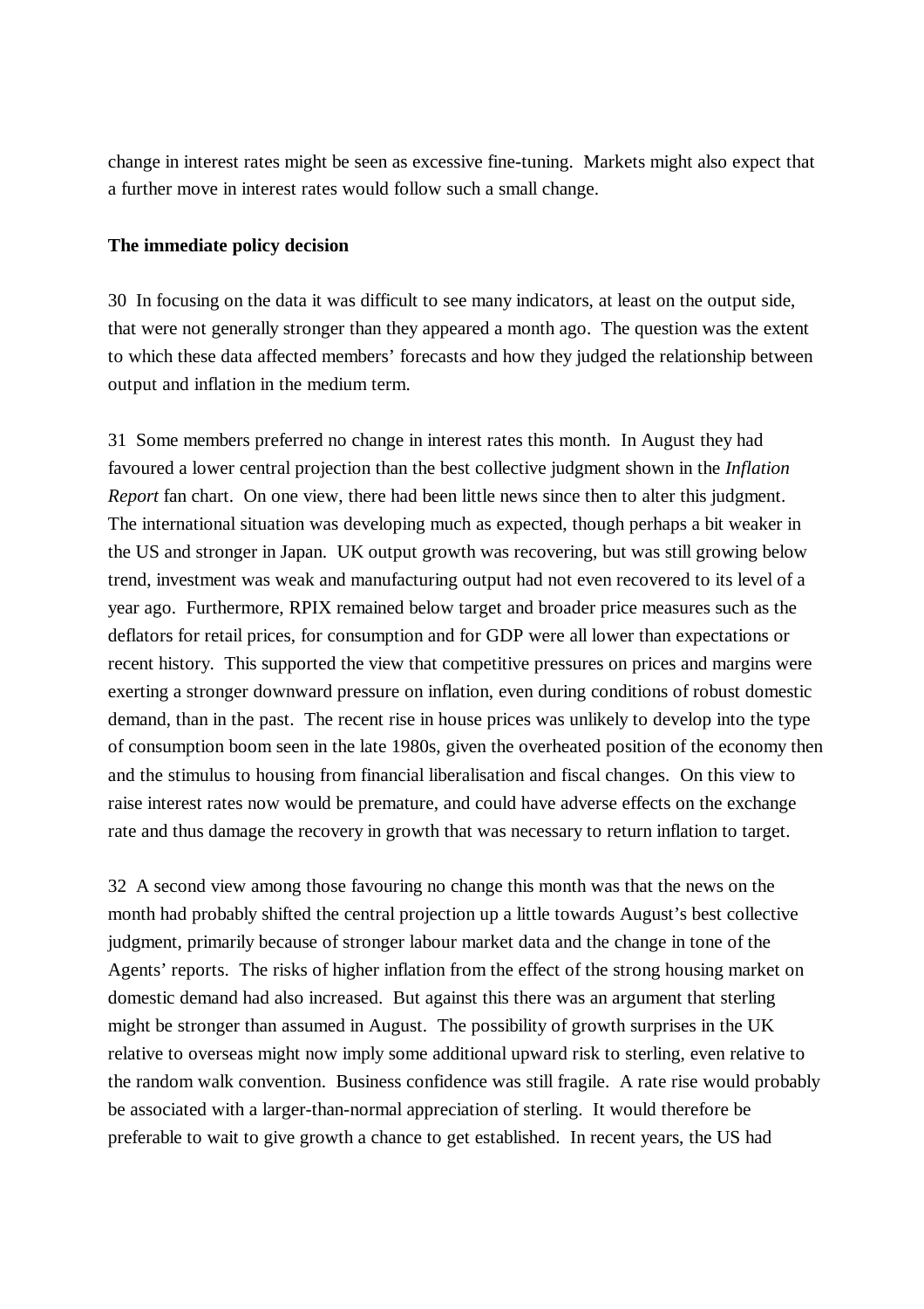change in interest rates might be seen as excessive fine-tuning. Markets might also expect that a further move in interest rates would follow such a small change.

**The immediate policy decision**

30 In focusing on the data it was difficult to see many indicators, at least on the output side, that were not generally stronger than they appeared a month ago. The question was the extent to which these data affected members' forecasts and how they judged the relationship between output and inflation in the medium term.

31 Some members preferred no change in interest rates this month. In August they had favoured a lower central projection than the best collective judgment shown in the *Inflation Report* fan chart. On one view, there had been little news since then to alter this judgment. The international situation was developing much as expected, though perhaps a bit weaker in the US and stronger in Japan. UK output growth was recovering, but was still growing below trend, investment was weak and manufacturing output had not even recovered to its level of a year ago. Furthermore, RPIX remained below target and broader price measures such as the deflators for retail prices, for consumption and for GDP were all lower than expectations or recent history. This supported the view that competitive pressures on prices and margins were exerting a stronger downward pressure on inflation, even during conditions of robust domestic demand, than in the past. The recent rise in house prices was unlikely to develop into the type of consumption boom seen in the late 1980s, given the overheated position of the economy then and the stimulus to housing from financial liberalisation and fiscal changes. On this view to raise interest rates now would be premature, and could have adverse effects on the exchange rate and thus damage the recovery in growth that was necessary to return inflation to target.

32 A second view among those favouring no change this month was that the news on the month had probably shifted the central projection up a little towards August's best collective judgment, primarily because of stronger labour market data and the change in tone of the Agents' reports. The risks of higher inflation from the effect of the strong housing market on domestic demand had also increased. But against this there was an argument that sterling might be stronger than assumed in August. The possibility of growth surprises in the UK relative to overseas might now imply some additional upward risk to sterling, even relative to the random walk convention. Business confidence was still fragile. A rate rise would probably be associated with a larger-than-normal appreciation of sterling. It would therefore be preferable to wait to give growth a chance to get established. In recent years, the US had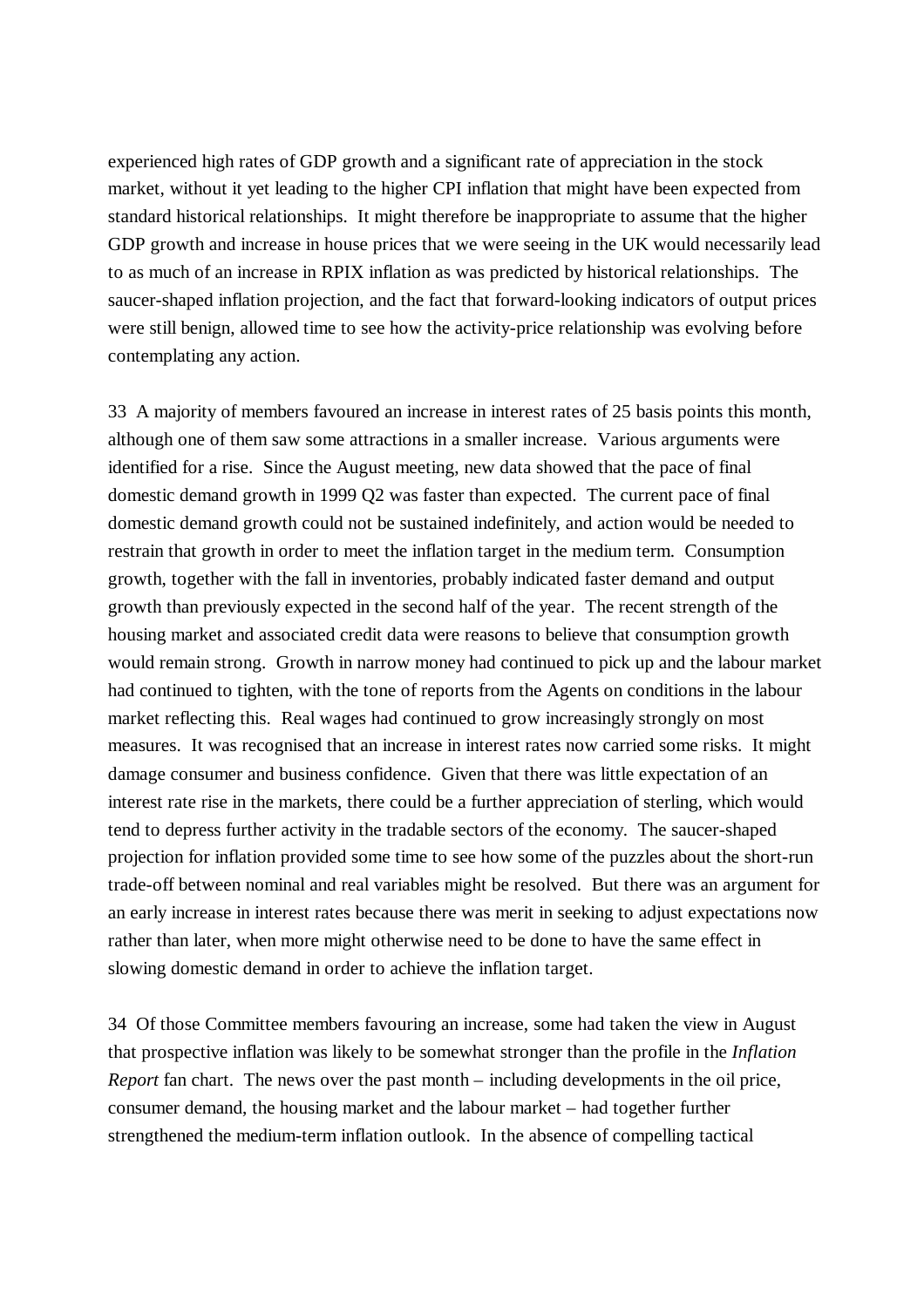experienced high rates of GDP growth and a significant rate of appreciation in the stock market, without it yet leading to the higher CPI inflation that might have been expected from standard historical relationships. It might therefore be inappropriate to assume that the higher GDP growth and increase in house prices that we were seeing in the UK would necessarily lead to as much of an increase in RPIX inflation as was predicted by historical relationships. The saucer-shaped inflation projection, and the fact that forward-looking indicators of output prices were still benign, allowed time to see how the activity-price relationship was evolving before contemplating any action.

33 A majority of members favoured an increase in interest rates of 25 basis points this month, although one of them saw some attractions in a smaller increase. Various arguments were identified for a rise. Since the August meeting, new data showed that the pace of final domestic demand growth in 1999 Q2 was faster than expected. The current pace of final domestic demand growth could not be sustained indefinitely, and action would be needed to restrain that growth in order to meet the inflation target in the medium term. Consumption growth, together with the fall in inventories, probably indicated faster demand and output growth than previously expected in the second half of the year. The recent strength of the housing market and associated credit data were reasons to believe that consumption growth would remain strong. Growth in narrow money had continued to pick up and the labour market had continued to tighten, with the tone of reports from the Agents on conditions in the labour market reflecting this. Real wages had continued to grow increasingly strongly on most measures. It was recognised that an increase in interest rates now carried some risks. It might damage consumer and business confidence. Given that there was little expectation of an interest rate rise in the markets, there could be a further appreciation of sterling, which would tend to depress further activity in the tradable sectors of the economy. The saucer-shaped projection for inflation provided some time to see how some of the puzzles about the short-run trade-off between nominal and real variables might be resolved. But there was an argument for an early increase in interest rates because there was merit in seeking to adjust expectations now rather than later, when more might otherwise need to be done to have the same effect in slowing domestic demand in order to achieve the inflation target.

34 Of those Committee members favouring an increase, some had taken the view in August that prospective inflation was likely to be somewhat stronger than the profile in the *Inflation Report* fan chart. The news over the past month – including developments in the oil price, consumer demand, the housing market and the labour market – had together further strengthened the medium-term inflation outlook. In the absence of compelling tactical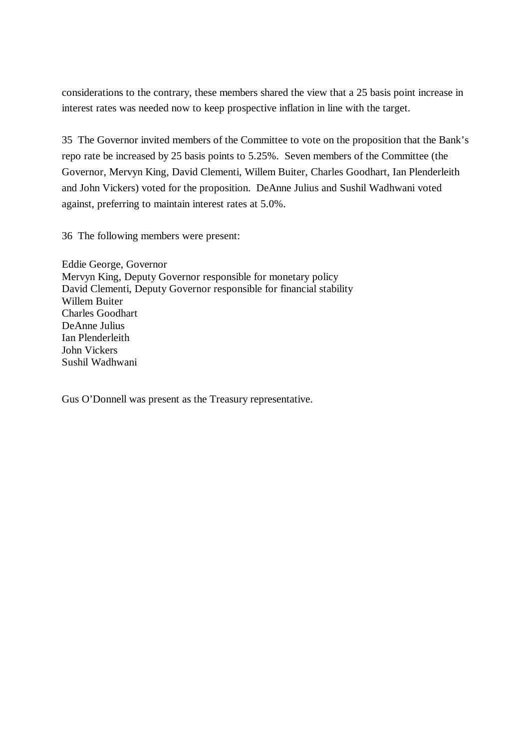considerations to the contrary, these members shared the view that a 25 basis point increase in interest rates was needed now to keep prospective inflation in line with the target.

35 The Governor invited members of the Committee to vote on the proposition that the Bank's repo rate be increased by 25 basis points to 5.25%. Seven members of the Committee (the Governor, Mervyn King, David Clementi, Willem Buiter, Charles Goodhart, Ian Plenderleith and John Vickers) voted for the proposition. DeAnne Julius and Sushil Wadhwani voted against, preferring to maintain interest rates at 5.0%.

36 The following members were present:

Eddie George, Governor
Mervyn King, Deputy Governor responsible for monetary policy
David Clementi, Deputy Governor responsible for financial stability
Willem Buiter
Charles Goodhart
DeAnne Julius
Ian Plenderleith
John Vickers
Sushil Wadhwani

Gus O'Donnell was present as the Treasury representative.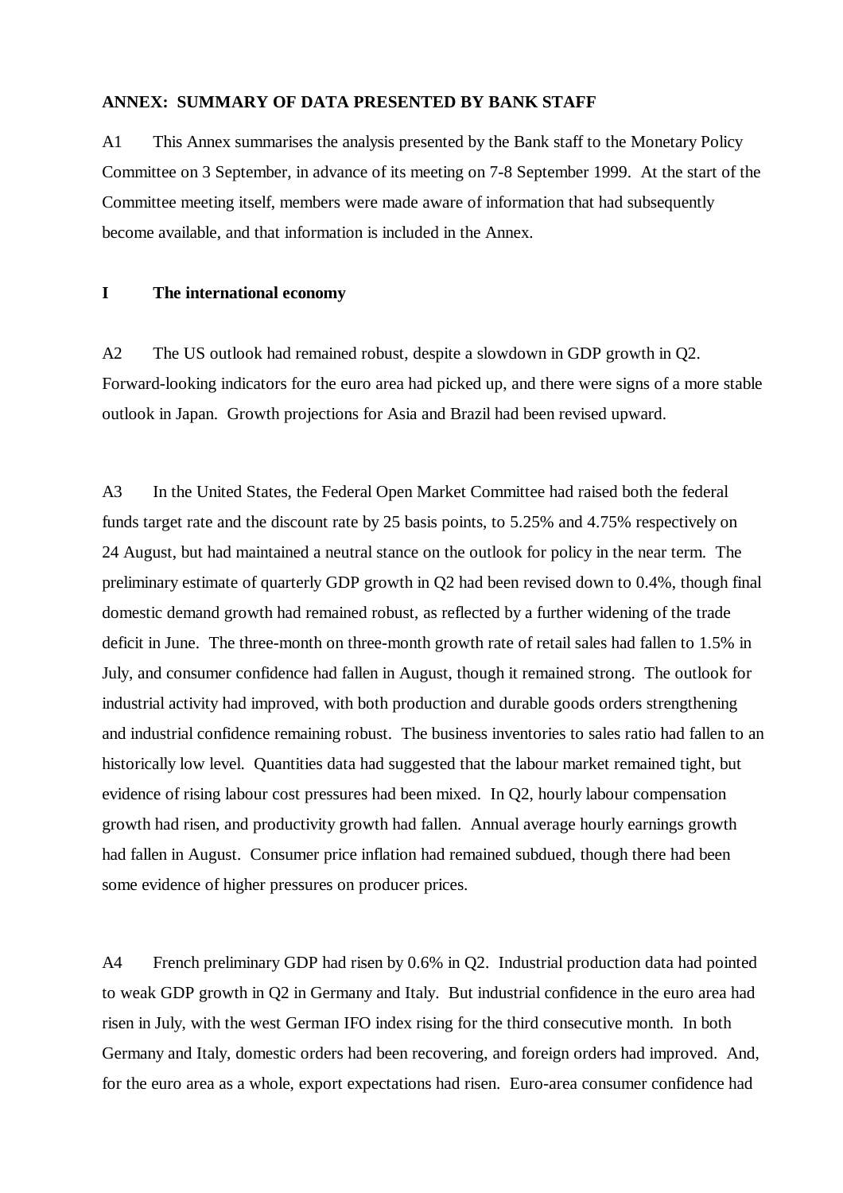**ANNEX: SUMMARY OF DATA PRESENTED BY BANK STAFF**

A1 This Annex summarises the analysis presented by the Bank staff to the Monetary Policy Committee on 3 September, in advance of its meeting on 7-8 September 1999. At the start of the Committee meeting itself, members were made aware of information that had subsequently become available, and that information is included in the Annex.

**I The international economy**

A2 The US outlook had remained robust, despite a slowdown in GDP growth in Q2. Forward-looking indicators for the euro area had picked up, and there were signs of a more stable outlook in Japan. Growth projections for Asia and Brazil had been revised upward.

A3 In the United States, the Federal Open Market Committee had raised both the federal funds target rate and the discount rate by 25 basis points, to 5.25% and 4.75% respectively on 24 August, but had maintained a neutral stance on the outlook for policy in the near term. The preliminary estimate of quarterly GDP growth in Q2 had been revised down to 0.4%, though final domestic demand growth had remained robust, as reflected by a further widening of the trade deficit in June. The three-month on three-month growth rate of retail sales had fallen to 1.5% in July, and consumer confidence had fallen in August, though it remained strong. The outlook for industrial activity had improved, with both production and durable goods orders strengthening and industrial confidence remaining robust. The business inventories to sales ratio had fallen to an historically low level. Quantities data had suggested that the labour market remained tight, but evidence of rising labour cost pressures had been mixed. In Q2, hourly labour compensation growth had risen, and productivity growth had fallen. Annual average hourly earnings growth had fallen in August. Consumer price inflation had remained subdued, though there had been some evidence of higher pressures on producer prices.

A4 French preliminary GDP had risen by 0.6% in Q2. Industrial production data had pointed to weak GDP growth in Q2 in Germany and Italy. But industrial confidence in the euro area had risen in July, with the west German IFO index rising for the third consecutive month. In both Germany and Italy, domestic orders had been recovering, and foreign orders had improved. And, for the euro area as a whole, export expectations had risen. Euro-area consumer confidence had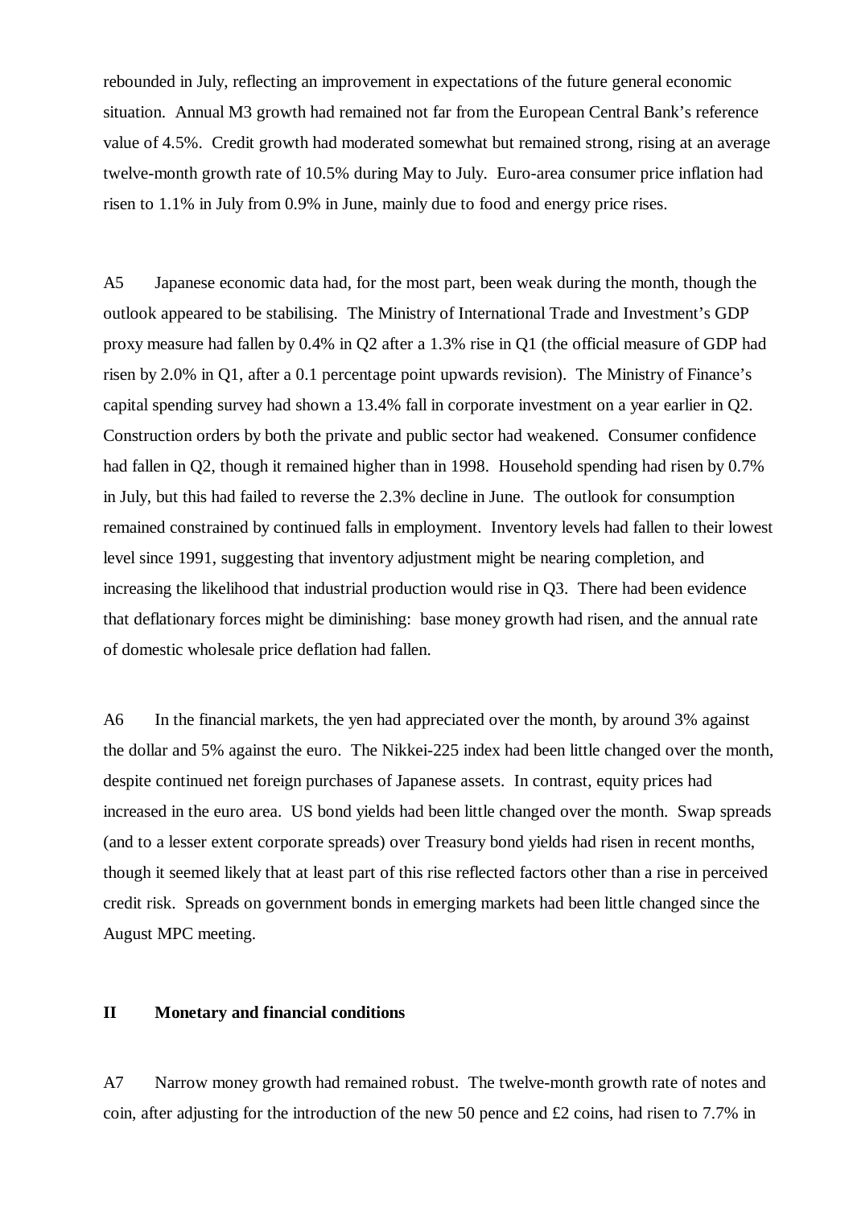rebounded in July, reflecting an improvement in expectations of the future general economic situation. Annual M3 growth had remained not far from the European Central Bank's reference value of 4.5%. Credit growth had moderated somewhat but remained strong, rising at an average twelve-month growth rate of 10.5% during May to July. Euro-area consumer price inflation had risen to 1.1% in July from 0.9% in June, mainly due to food and energy price rises.

A5 Japanese economic data had, for the most part, been weak during the month, though the outlook appeared to be stabilising. The Ministry of International Trade and Investment's GDP proxy measure had fallen by 0.4% in Q2 after a 1.3% rise in Q1 (the official measure of GDP had risen by 2.0% in Q1, after a 0.1 percentage point upwards revision). The Ministry of Finance's capital spending survey had shown a 13.4% fall in corporate investment on a year earlier in Q2. Construction orders by both the private and public sector had weakened. Consumer confidence had fallen in Q2, though it remained higher than in 1998. Household spending had risen by 0.7% in July, but this had failed to reverse the 2.3% decline in June. The outlook for consumption remained constrained by continued falls in employment. Inventory levels had fallen to their lowest level since 1991, suggesting that inventory adjustment might be nearing completion, and increasing the likelihood that industrial production would rise in Q3. There had been evidence that deflationary forces might be diminishing: base money growth had risen, and the annual rate of domestic wholesale price deflation had fallen.

A6 In the financial markets, the yen had appreciated over the month, by around 3% against the dollar and 5% against the euro. The Nikkei-225 index had been little changed over the month, despite continued net foreign purchases of Japanese assets. In contrast, equity prices had increased in the euro area. US bond yields had been little changed over the month. Swap spreads (and to a lesser extent corporate spreads) over Treasury bond yields had risen in recent months, though it seemed likely that at least part of this rise reflected factors other than a rise in perceived credit risk. Spreads on government bonds in emerging markets had been little changed since the August MPC meeting.

## II Monetary and financial conditions

A7 Narrow money growth had remained robust. The twelve-month growth rate of notes and coin, after adjusting for the introduction of the new 50 pence and £2 coins, had risen to 7.7% in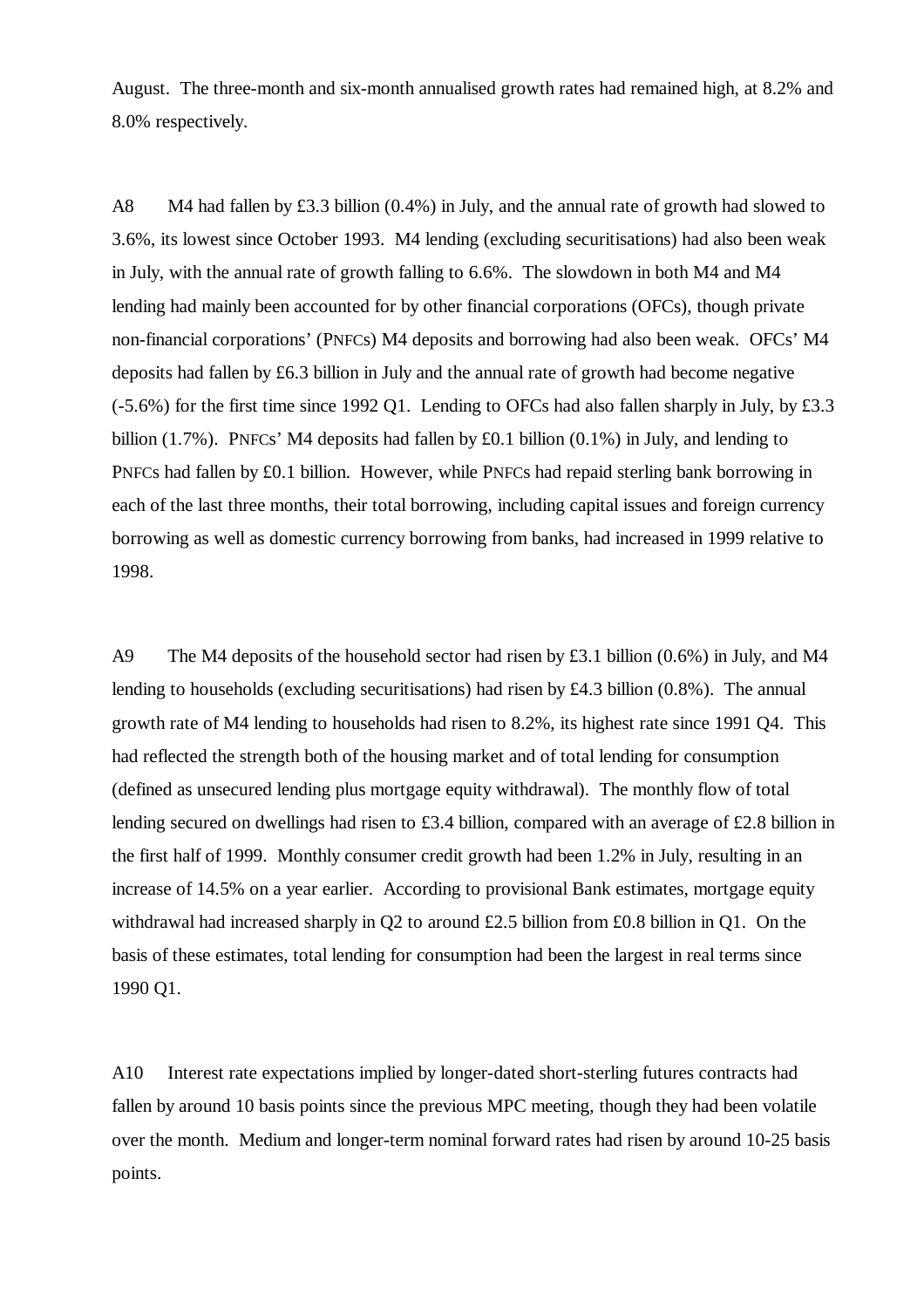August. The three-month and six-month annualised growth rates had remained high, at 8.2% and 8.0% respectively.

A8 M4 had fallen by £3.3 billion (0.4%) in July, and the annual rate of growth had slowed to 3.6%, its lowest since October 1993. M4 lending (excluding securitisations) had also been weak in July, with the annual rate of growth falling to 6.6%. The slowdown in both M4 and M4 lending had mainly been accounted for by other financial corporations (OFCs), though private non-financial corporations' (PNFCs) M4 deposits and borrowing had also been weak. OFCs' M4 deposits had fallen by £6.3 billion in July and the annual rate of growth had become negative (-5.6%) for the first time since 1992 Q1. Lending to OFCs had also fallen sharply in July, by £3.3 billion (1.7%). PNFCs' M4 deposits had fallen by £0.1 billion (0.1%) in July, and lending to PNFCs had fallen by £0.1 billion. However, while PNFCs had repaid sterling bank borrowing in each of the last three months, their total borrowing, including capital issues and foreign currency borrowing as well as domestic currency borrowing from banks, had increased in 1999 relative to 1998.

A9 The M4 deposits of the household sector had risen by £3.1 billion (0.6%) in July, and M4 lending to households (excluding securitisations) had risen by £4.3 billion (0.8%). The annual growth rate of M4 lending to households had risen to 8.2%, its highest rate since 1991 Q4. This had reflected the strength both of the housing market and of total lending for consumption (defined as unsecured lending plus mortgage equity withdrawal). The monthly flow of total lending secured on dwellings had risen to £3.4 billion, compared with an average of £2.8 billion in the first half of 1999. Monthly consumer credit growth had been 1.2% in July, resulting in an increase of 14.5% on a year earlier. According to provisional Bank estimates, mortgage equity withdrawal had increased sharply in Q2 to around £2.5 billion from £0.8 billion in Q1. On the basis of these estimates, total lending for consumption had been the largest in real terms since 1990 Q1.

A10 Interest rate expectations implied by longer-dated short-sterling futures contracts had fallen by around 10 basis points since the previous MPC meeting, though they had been volatile over the month. Medium and longer-term nominal forward rates had risen by around 10-25 basis points.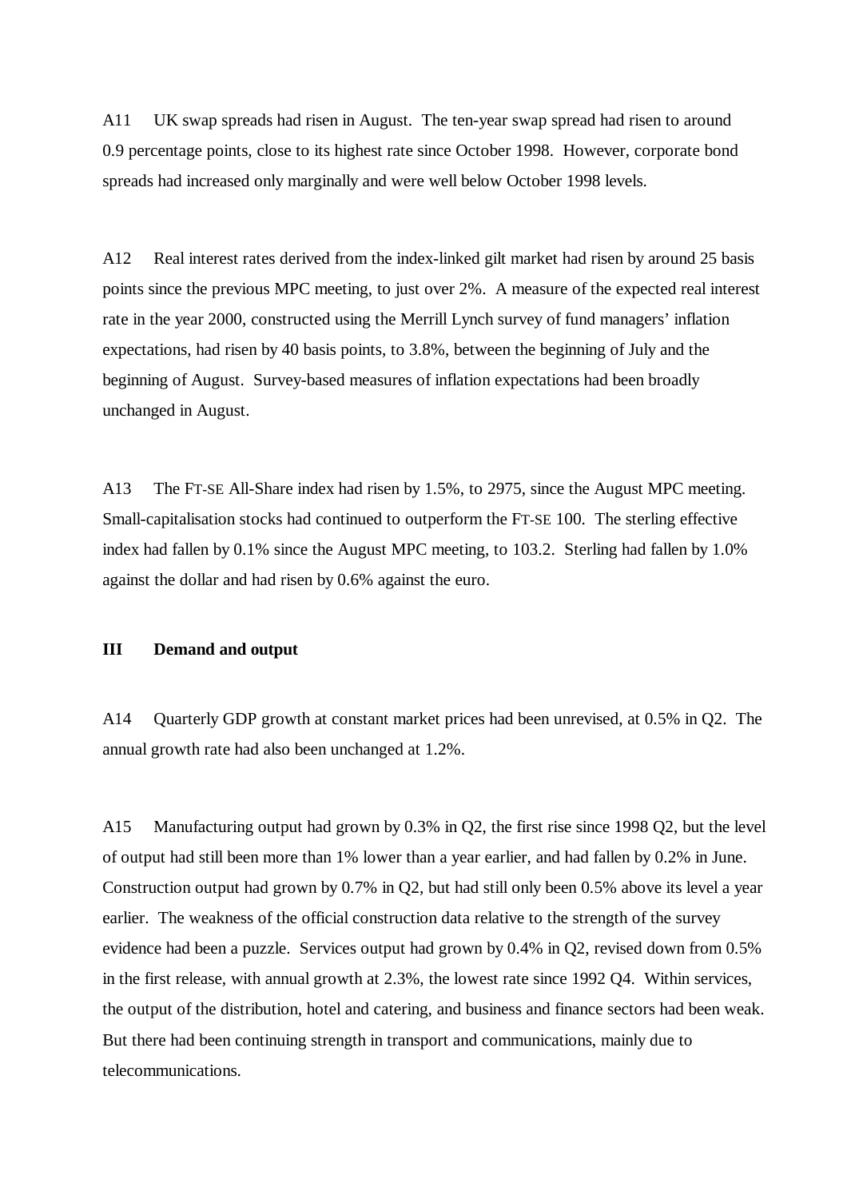A11 UK swap spreads had risen in August. The ten-year swap spread had risen to around 0.9 percentage points, close to its highest rate since October 1998. However, corporate bond spreads had increased only marginally and were well below October 1998 levels.

A12 Real interest rates derived from the index-linked gilt market had risen by around 25 basis points since the previous MPC meeting, to just over 2%. A measure of the expected real interest rate in the year 2000, constructed using the Merrill Lynch survey of fund managers' inflation expectations, had risen by 40 basis points, to 3.8%, between the beginning of July and the beginning of August. Survey-based measures of inflation expectations had been broadly unchanged in August.

A13 The FT-SE All-Share index had risen by 1.5%, to 2975, since the August MPC meeting. Small-capitalisation stocks had continued to outperform the FT-SE 100. The sterling effective index had fallen by 0.1% since the August MPC meeting, to 103.2. Sterling had fallen by 1.0% against the dollar and had risen by 0.6% against the euro.

## III Demand and output

A14 Quarterly GDP growth at constant market prices had been unrevised, at 0.5% in Q2. The annual growth rate had also been unchanged at 1.2%.

A15 Manufacturing output had grown by 0.3% in Q2, the first rise since 1998 Q2, but the level of output had still been more than 1% lower than a year earlier, and had fallen by 0.2% in June. Construction output had grown by 0.7% in Q2, but had still only been 0.5% above its level a year earlier. The weakness of the official construction data relative to the strength of the survey evidence had been a puzzle. Services output had grown by 0.4% in Q2, revised down from 0.5% in the first release, with annual growth at 2.3%, the lowest rate since 1992 Q4. Within services, the output of the distribution, hotel and catering, and business and finance sectors had been weak. But there had been continuing strength in transport and communications, mainly due to telecommunications.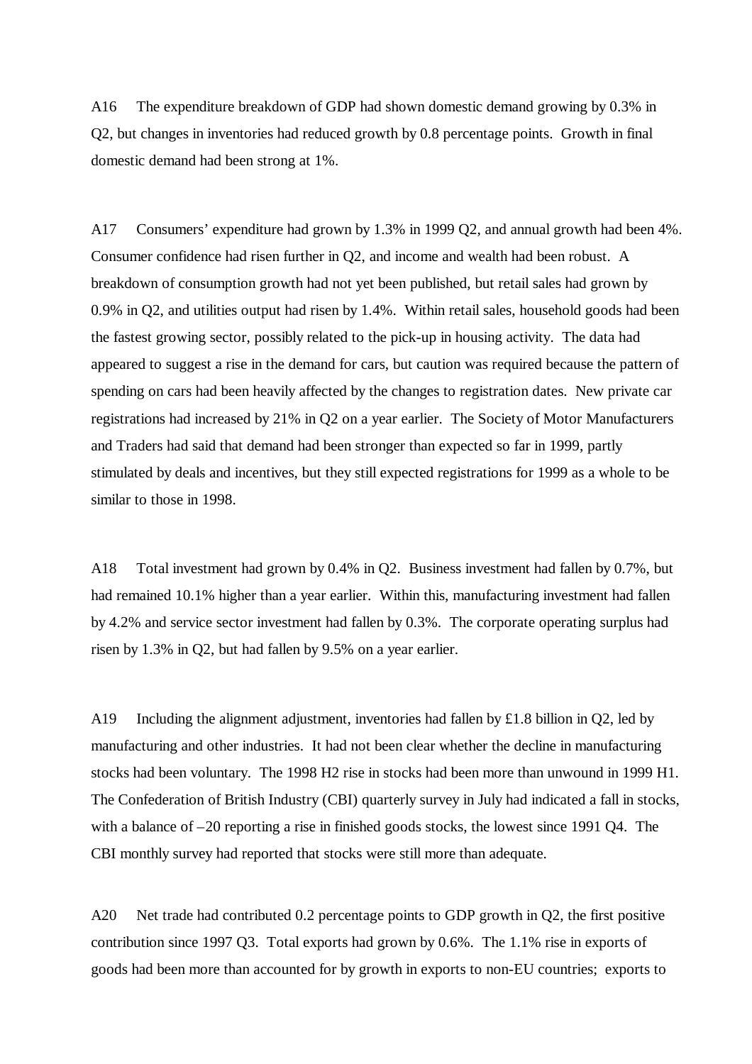A16 The expenditure breakdown of GDP had shown domestic demand growing by 0.3% in Q2, but changes in inventories had reduced growth by 0.8 percentage points. Growth in final domestic demand had been strong at 1%.

A17 Consumers' expenditure had grown by 1.3% in 1999 Q2, and annual growth had been 4%. Consumer confidence had risen further in Q2, and income and wealth had been robust. A breakdown of consumption growth had not yet been published, but retail sales had grown by 0.9% in Q2, and utilities output had risen by 1.4%. Within retail sales, household goods had been the fastest growing sector, possibly related to the pick-up in housing activity. The data had appeared to suggest a rise in the demand for cars, but caution was required because the pattern of spending on cars had been heavily affected by the changes to registration dates. New private car registrations had increased by 21% in Q2 on a year earlier. The Society of Motor Manufacturers and Traders had said that demand had been stronger than expected so far in 1999, partly stimulated by deals and incentives, but they still expected registrations for 1999 as a whole to be similar to those in 1998.

A18 Total investment had grown by 0.4% in Q2. Business investment had fallen by 0.7%, but had remained 10.1% higher than a year earlier. Within this, manufacturing investment had fallen by 4.2% and service sector investment had fallen by 0.3%. The corporate operating surplus had risen by 1.3% in Q2, but had fallen by 9.5% on a year earlier.

A19 Including the alignment adjustment, inventories had fallen by £1.8 billion in Q2, led by manufacturing and other industries. It had not been clear whether the decline in manufacturing stocks had been voluntary. The 1998 H2 rise in stocks had been more than unwound in 1999 H1. The Confederation of British Industry (CBI) quarterly survey in July had indicated a fall in stocks, with a balance of –20 reporting a rise in finished goods stocks, the lowest since 1991 Q4. The CBI monthly survey had reported that stocks were still more than adequate.

A20 Net trade had contributed 0.2 percentage points to GDP growth in Q2, the first positive contribution since 1997 Q3. Total exports had grown by 0.6%. The 1.1% rise in exports of goods had been more than accounted for by growth in exports to non-EU countries; exports to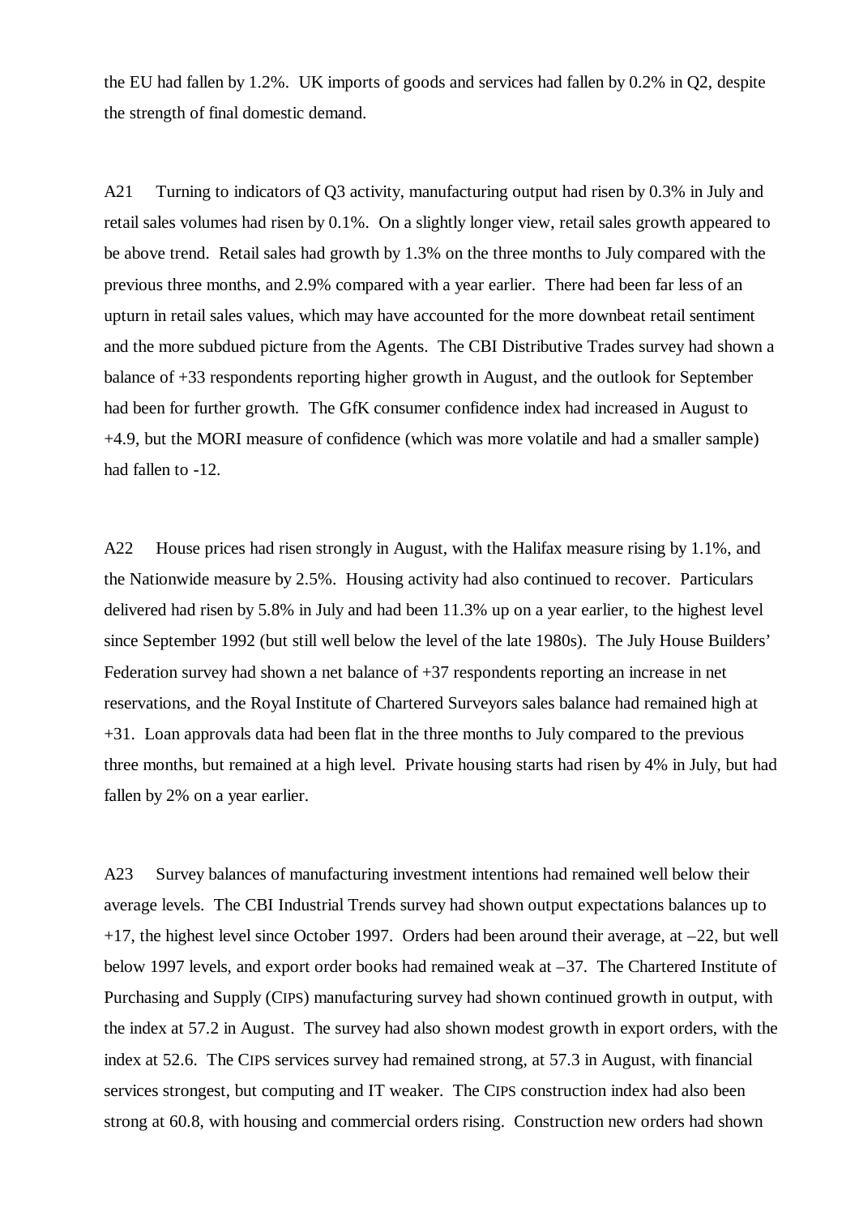the EU had fallen by 1.2%. UK imports of goods and services had fallen by 0.2% in Q2, despite the strength of final domestic demand.

A21 Turning to indicators of Q3 activity, manufacturing output had risen by 0.3% in July and retail sales volumes had risen by 0.1%. On a slightly longer view, retail sales growth appeared to be above trend. Retail sales had growth by 1.3% on the three months to July compared with the previous three months, and 2.9% compared with a year earlier. There had been far less of an upturn in retail sales values, which may have accounted for the more downbeat retail sentiment and the more subdued picture from the Agents. The CBI Distributive Trades survey had shown a balance of +33 respondents reporting higher growth in August, and the outlook for September had been for further growth. The GfK consumer confidence index had increased in August to +4.9, but the MORI measure of confidence (which was more volatile and had a smaller sample) had fallen to -12.

A22 House prices had risen strongly in August, with the Halifax measure rising by 1.1%, and the Nationwide measure by 2.5%. Housing activity had also continued to recover. Particulars delivered had risen by 5.8% in July and had been 11.3% up on a year earlier, to the highest level since September 1992 (but still well below the level of the late 1980s). The July House Builders' Federation survey had shown a net balance of +37 respondents reporting an increase in net reservations, and the Royal Institute of Chartered Surveyors sales balance had remained high at +31. Loan approvals data had been flat in the three months to July compared to the previous three months, but remained at a high level. Private housing starts had risen by 4% in July, but had fallen by 2% on a year earlier.

A23 Survey balances of manufacturing investment intentions had remained well below their average levels. The CBI Industrial Trends survey had shown output expectations balances up to +17, the highest level since October 1997. Orders had been around their average, at –22, but well below 1997 levels, and export order books had remained weak at –37. The Chartered Institute of Purchasing and Supply (CIPS) manufacturing survey had shown continued growth in output, with the index at 57.2 in August. The survey had also shown modest growth in export orders, with the index at 52.6. The CIPS services survey had remained strong, at 57.3 in August, with financial services strongest, but computing and IT weaker. The CIPS construction index had also been strong at 60.8, with housing and commercial orders rising. Construction new orders had shown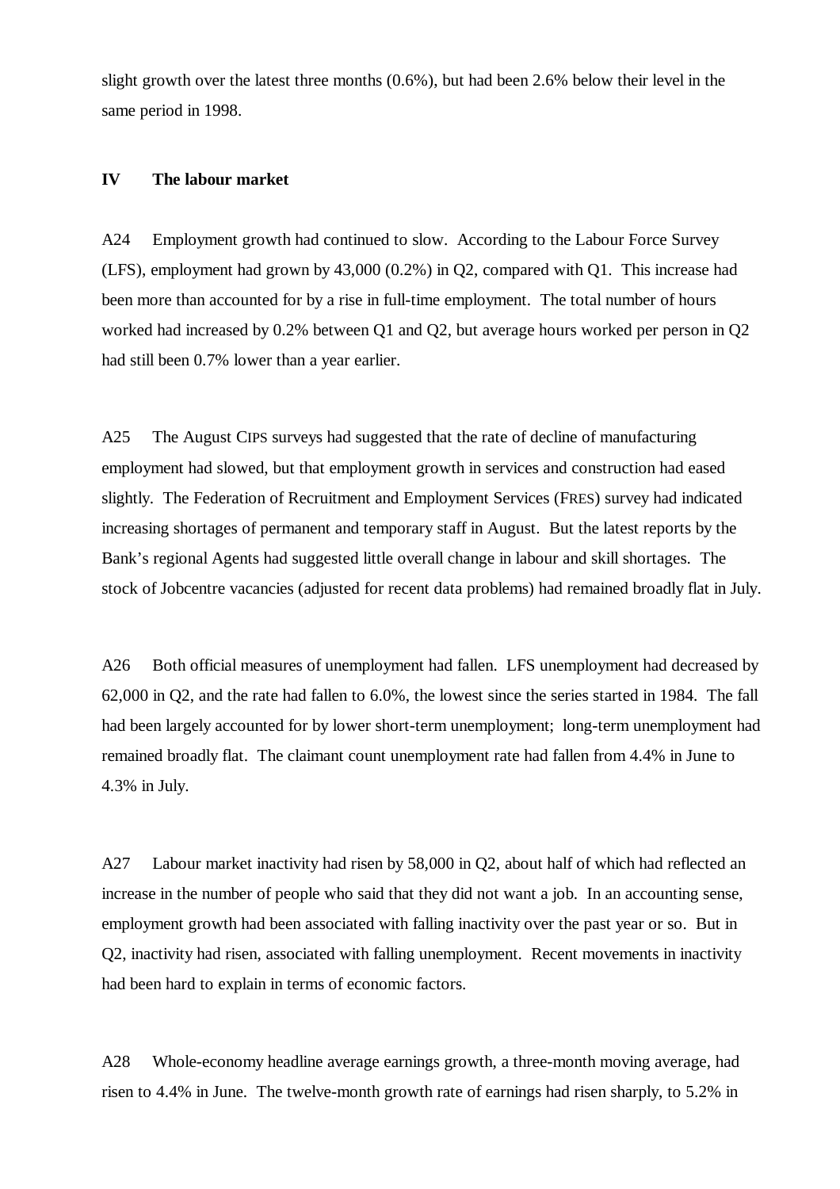slight growth over the latest three months (0.6%), but had been 2.6% below their level in the same period in 1998.

## IV The labour market

A24 Employment growth had continued to slow. According to the Labour Force Survey (LFS), employment had grown by 43,000 (0.2%) in Q2, compared with Q1. This increase had been more than accounted for by a rise in full-time employment. The total number of hours worked had increased by 0.2% between Q1 and Q2, but average hours worked per person in Q2 had still been 0.7% lower than a year earlier.

A25 The August CIPS surveys had suggested that the rate of decline of manufacturing employment had slowed, but that employment growth in services and construction had eased slightly. The Federation of Recruitment and Employment Services (FRES) survey had indicated increasing shortages of permanent and temporary staff in August. But the latest reports by the Bank's regional Agents had suggested little overall change in labour and skill shortages. The stock of Jobcentre vacancies (adjusted for recent data problems) had remained broadly flat in July.

A26 Both official measures of unemployment had fallen. LFS unemployment had decreased by 62,000 in Q2, and the rate had fallen to 6.0%, the lowest since the series started in 1984. The fall had been largely accounted for by lower short-term unemployment; long-term unemployment had remained broadly flat. The claimant count unemployment rate had fallen from 4.4% in June to 4.3% in July.

A27 Labour market inactivity had risen by 58,000 in Q2, about half of which had reflected an increase in the number of people who said that they did not want a job. In an accounting sense, employment growth had been associated with falling inactivity over the past year or so. But in Q2, inactivity had risen, associated with falling unemployment. Recent movements in inactivity had been hard to explain in terms of economic factors.

A28 Whole-economy headline average earnings growth, a three-month moving average, had risen to 4.4% in June. The twelve-month growth rate of earnings had risen sharply, to 5.2% in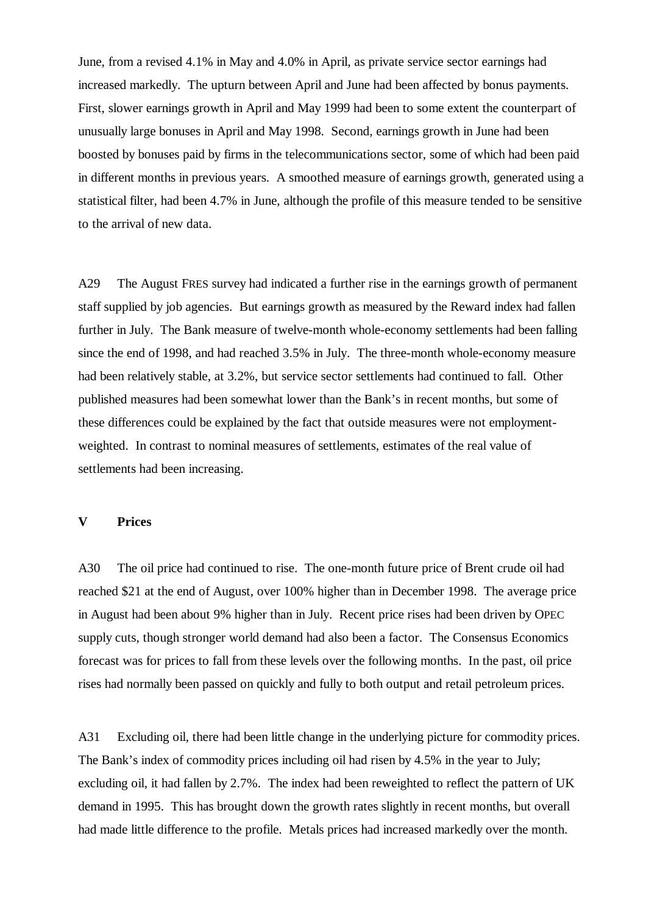June, from a revised 4.1% in May and 4.0% in April, as private service sector earnings had increased markedly. The upturn between April and June had been affected by bonus payments. First, slower earnings growth in April and May 1999 had been to some extent the counterpart of unusually large bonuses in April and May 1998. Second, earnings growth in June had been boosted by bonuses paid by firms in the telecommunications sector, some of which had been paid in different months in previous years. A smoothed measure of earnings growth, generated using a statistical filter, had been 4.7% in June, although the profile of this measure tended to be sensitive to the arrival of new data.

A29 The August FRES survey had indicated a further rise in the earnings growth of permanent staff supplied by job agencies. But earnings growth as measured by the Reward index had fallen further in July. The Bank measure of twelve-month whole-economy settlements had been falling since the end of 1998, and had reached 3.5% in July. The three-month whole-economy measure had been relatively stable, at 3.2%, but service sector settlements had continued to fall. Other published measures had been somewhat lower than the Bank's in recent months, but some of these differences could be explained by the fact that outside measures were not employment-weighted. In contrast to nominal measures of settlements, estimates of the real value of settlements had been increasing.

## V Prices

A30 The oil price had continued to rise. The one-month future price of Brent crude oil had reached $21 at the end of August, over 100% higher than in December 1998. The average price in August had been about 9% higher than in July. Recent price rises had been driven by OPEC supply cuts, though stronger world demand had also been a factor. The Consensus Economics forecast was for prices to fall from these levels over the following months. In the past, oil price rises had normally been passed on quickly and fully to both output and retail petroleum prices.

A31 Excluding oil, there had been little change in the underlying picture for commodity prices. The Bank's index of commodity prices including oil had risen by 4.5% in the year to July; excluding oil, it had fallen by 2.7%. The index had been reweighted to reflect the pattern of UK demand in 1995. This has brought down the growth rates slightly in recent months, but overall had made little difference to the profile. Metals prices had increased markedly over the month.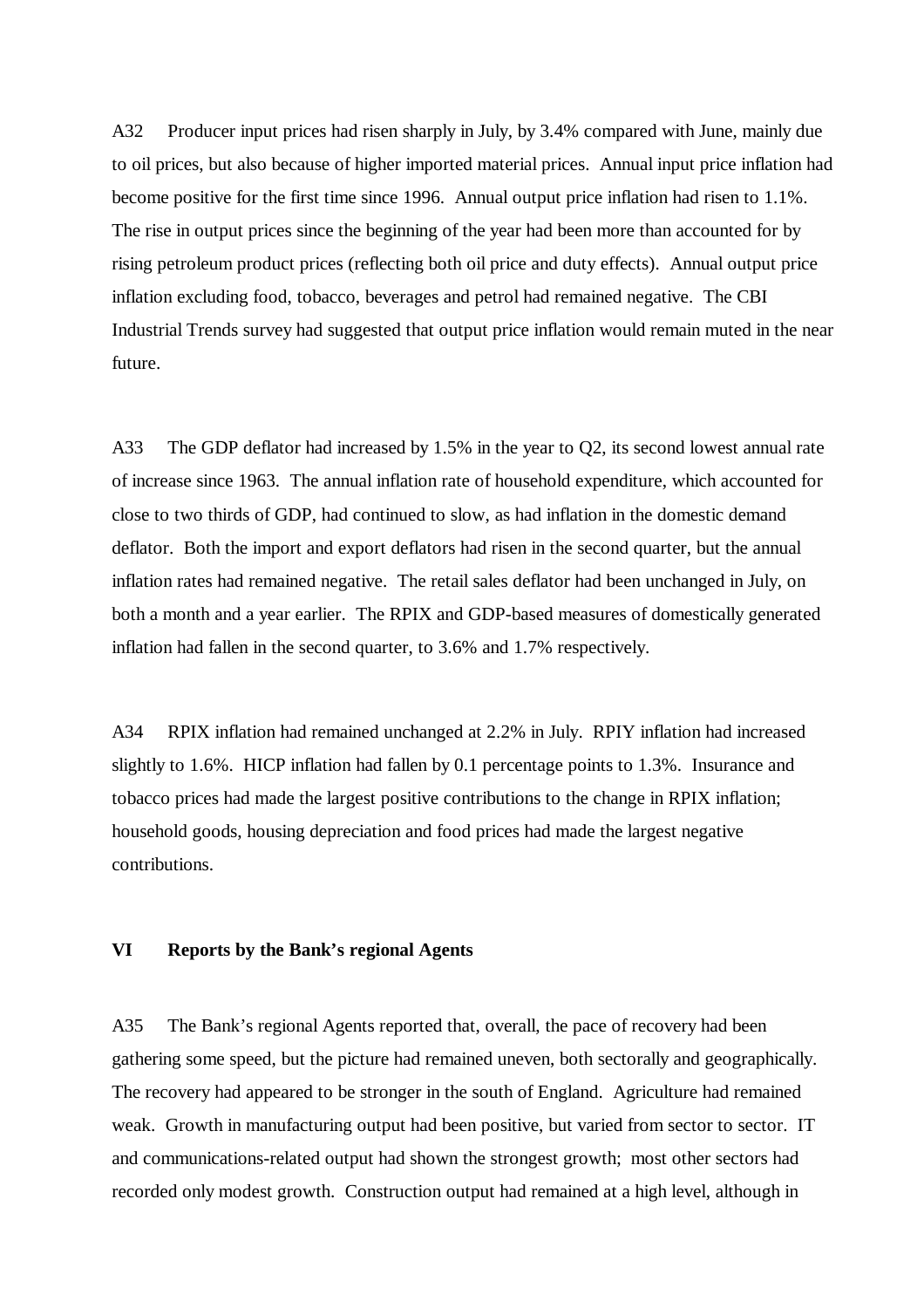A32 Producer input prices had risen sharply in July, by 3.4% compared with June, mainly due to oil prices, but also because of higher imported material prices. Annual input price inflation had become positive for the first time since 1996. Annual output price inflation had risen to 1.1%. The rise in output prices since the beginning of the year had been more than accounted for by rising petroleum product prices (reflecting both oil price and duty effects). Annual output price inflation excluding food, tobacco, beverages and petrol had remained negative. The CBI Industrial Trends survey had suggested that output price inflation would remain muted in the near future.

A33 The GDP deflator had increased by 1.5% in the year to Q2, its second lowest annual rate of increase since 1963. The annual inflation rate of household expenditure, which accounted for close to two thirds of GDP, had continued to slow, as had inflation in the domestic demand deflator. Both the import and export deflators had risen in the second quarter, but the annual inflation rates had remained negative. The retail sales deflator had been unchanged in July, on both a month and a year earlier. The RPIX and GDP-based measures of domestically generated inflation had fallen in the second quarter, to 3.6% and 1.7% respectively.

A34 RPIX inflation had remained unchanged at 2.2% in July. RPIY inflation had increased slightly to 1.6%. HICP inflation had fallen by 0.1 percentage points to 1.3%. Insurance and tobacco prices had made the largest positive contributions to the change in RPIX inflation; household goods, housing depreciation and food prices had made the largest negative contributions.

## VI Reports by the Bank's regional Agents

A35 The Bank's regional Agents reported that, overall, the pace of recovery had been gathering some speed, but the picture had remained uneven, both sectorally and geographically. The recovery had appeared to be stronger in the south of England. Agriculture had remained weak. Growth in manufacturing output had been positive, but varied from sector to sector. IT and communications-related output had shown the strongest growth; most other sectors had recorded only modest growth. Construction output had remained at a high level, although in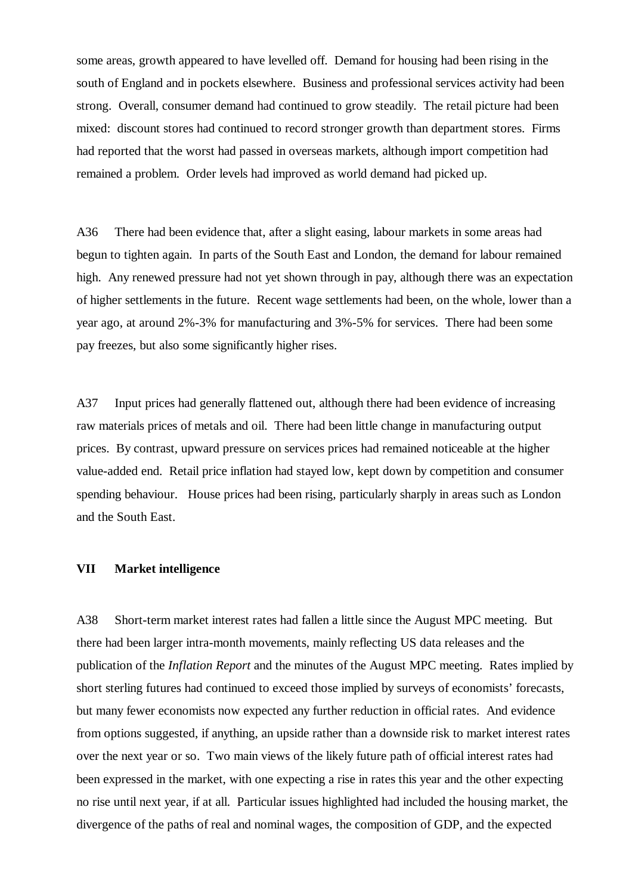some areas, growth appeared to have levelled off. Demand for housing had been rising in the south of England and in pockets elsewhere. Business and professional services activity had been strong. Overall, consumer demand had continued to grow steadily. The retail picture had been mixed: discount stores had continued to record stronger growth than department stores. Firms had reported that the worst had passed in overseas markets, although import competition had remained a problem. Order levels had improved as world demand had picked up.

A36 There had been evidence that, after a slight easing, labour markets in some areas had begun to tighten again. In parts of the South East and London, the demand for labour remained high. Any renewed pressure had not yet shown through in pay, although there was an expectation of higher settlements in the future. Recent wage settlements had been, on the whole, lower than a year ago, at around 2%-3% for manufacturing and 3%-5% for services. There had been some pay freezes, but also some significantly higher rises.

A37 Input prices had generally flattened out, although there had been evidence of increasing raw materials prices of metals and oil. There had been little change in manufacturing output prices. By contrast, upward pressure on services prices had remained noticeable at the higher value-added end. Retail price inflation had stayed low, kept down by competition and consumer spending behaviour. House prices had been rising, particularly sharply in areas such as London and the South East.

## VII Market intelligence

A38 Short-term market interest rates had fallen a little since the August MPC meeting. But there had been larger intra-month movements, mainly reflecting US data releases and the publication of the *Inflation Report* and the minutes of the August MPC meeting. Rates implied by short sterling futures had continued to exceed those implied by surveys of economists' forecasts, but many fewer economists now expected any further reduction in official rates. And evidence from options suggested, if anything, an upside rather than a downside risk to market interest rates over the next year or so. Two main views of the likely future path of official interest rates had been expressed in the market, with one expecting a rise in rates this year and the other expecting no rise until next year, if at all. Particular issues highlighted had included the housing market, the divergence of the paths of real and nominal wages, the composition of GDP, and the expected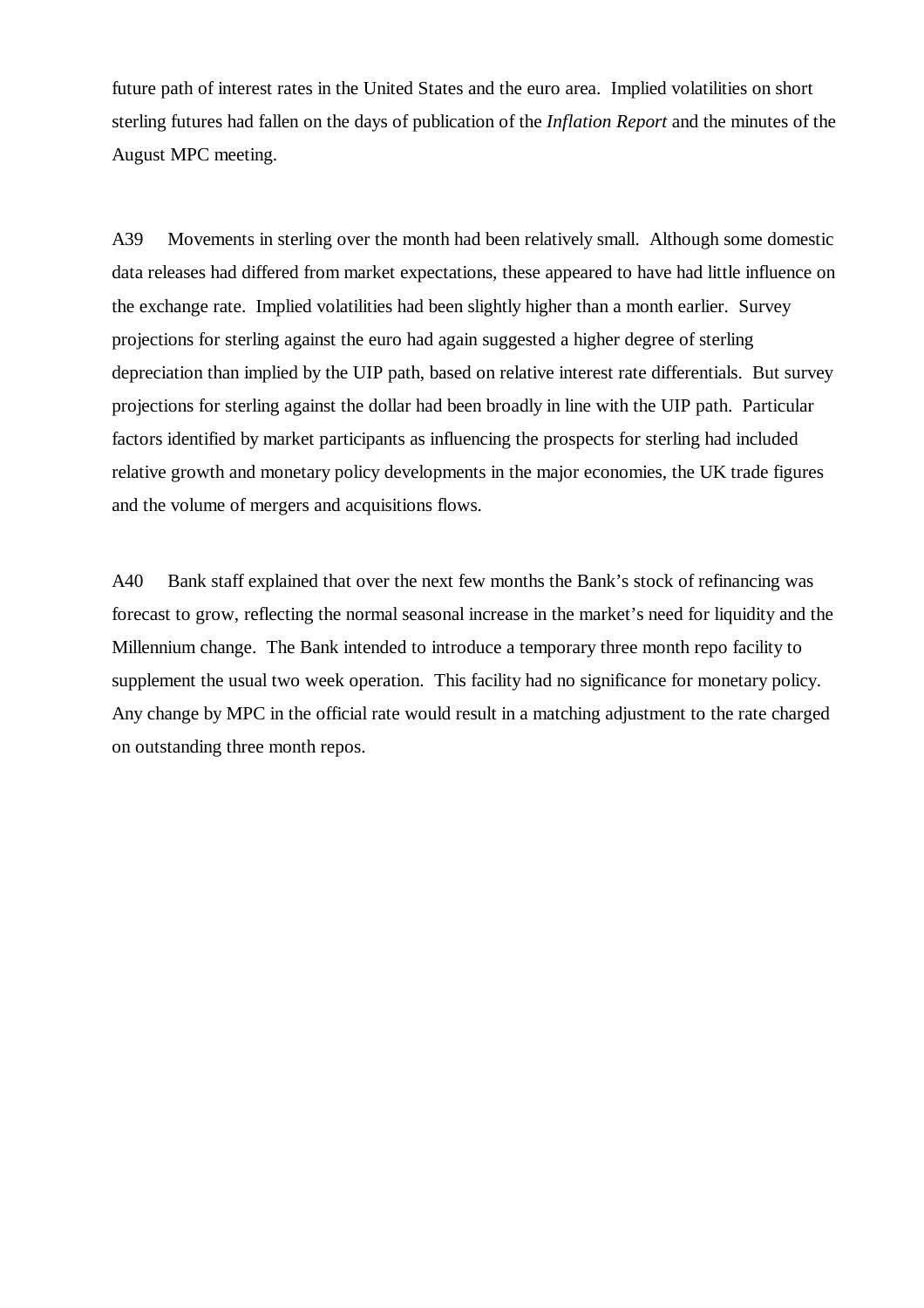future path of interest rates in the United States and the euro area. Implied volatilities on short sterling futures had fallen on the days of publication of the *Inflation Report* and the minutes of the August MPC meeting.

A39 Movements in sterling over the month had been relatively small. Although some domestic data releases had differed from market expectations, these appeared to have had little influence on the exchange rate. Implied volatilities had been slightly higher than a month earlier. Survey projections for sterling against the euro had again suggested a higher degree of sterling depreciation than implied by the UIP path, based on relative interest rate differentials. But survey projections for sterling against the dollar had been broadly in line with the UIP path. Particular factors identified by market participants as influencing the prospects for sterling had included relative growth and monetary policy developments in the major economies, the UK trade figures and the volume of mergers and acquisitions flows.

A40 Bank staff explained that over the next few months the Bank's stock of refinancing was forecast to grow, reflecting the normal seasonal increase in the market's need for liquidity and the Millennium change. The Bank intended to introduce a temporary three month repo facility to supplement the usual two week operation. This facility had no significance for monetary policy. Any change by MPC in the official rate would result in a matching adjustment to the rate charged on outstanding three month repos.